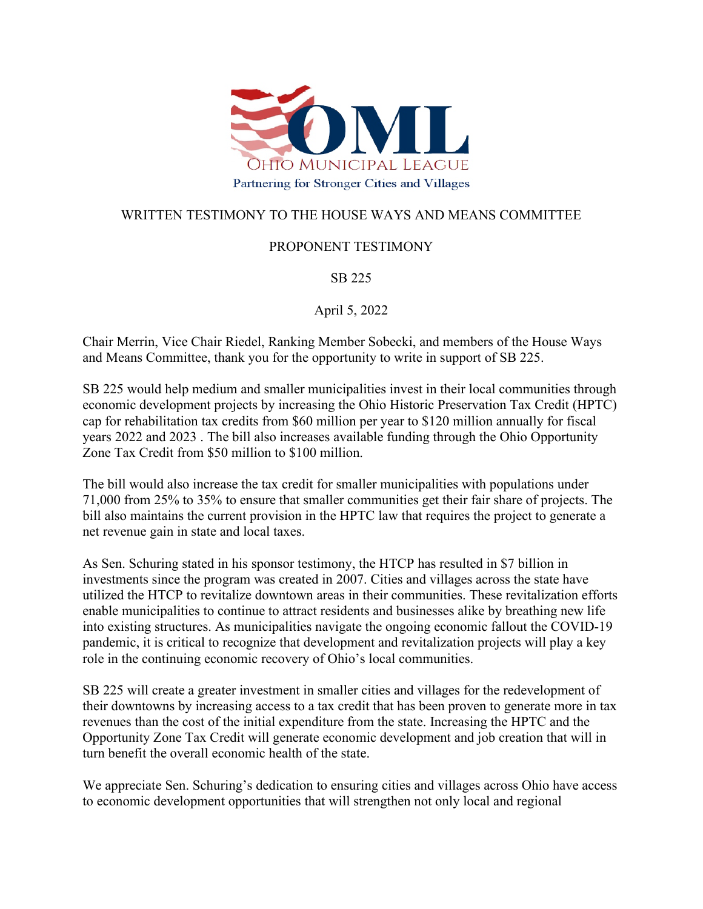OHIO MUNICIPAL LEAGUE

Partnering for Stronger Cities and Villages

WRITTEN TESTIMONY TO THE HOUSE WAYS AND MEANS COMMITTEE

PROPONENT TESTIMONY

SB 225

April 5, 2022

Chair Merrin, Vice Chair Riedel, Ranking Member Sobecki, and members of the House Ways and Means Committee, thank you for the opportunity to write in support of SB 225.

SB 225 would help medium and smaller municipalities invest in their local communities through economic development projects by increasing the Ohio Historic Preservation Tax Credit (HPTC) cap for rehabilitation tax credits from $60 million per year to $120 million annually for fiscal years 2022 and 2023 . The bill also increases available funding through the Ohio Opportunity Zone Tax Credit from $50 million to $100 million.

The bill would also increase the tax credit for smaller municipalities with populations under 71,000 from 25% to 35% to ensure that smaller communities get their fair share of projects. The bill also maintains the current provision in the HPTC law that requires the project to generate a net revenue gain in state and local taxes.

As Sen. Schuring stated in his sponsor testimony, the HTCP has resulted in $7 billion in investments since the program was created in 2007. Cities and villages across the state have utilized the HTCP to revitalize downtown areas in their communities. These revitalization efforts enable municipalities to continue to attract residents and businesses alike by breathing new life into existing structures. As municipalities navigate the ongoing economic fallout the COVID-19 pandemic, it is critical to recognize that development and revitalization projects will play a key role in the continuing economic recovery of Ohio's local communities.

SB 225 will create a greater investment in smaller cities and villages for the redevelopment of their downtowns by increasing access to a tax credit that has been proven to generate more in tax revenues than the cost of the initial expenditure from the state. Increasing the HPTC and the Opportunity Zone Tax Credit will generate economic development and job creation that will in turn benefit the overall economic health of the state.

We appreciate Sen. Schuring's dedication to ensuring cities and villages across Ohio have access to economic development opportunities that will strengthen not only local and regional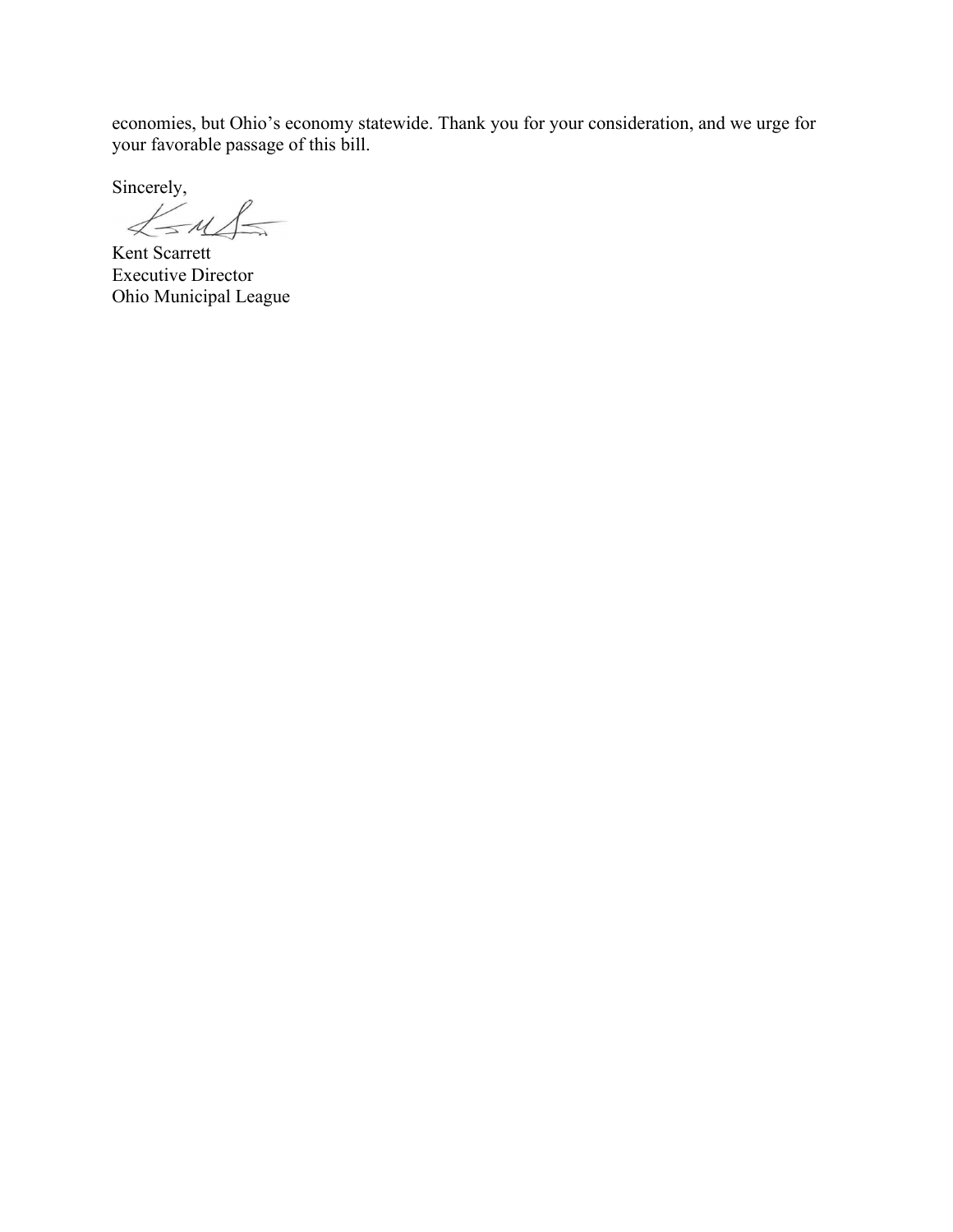economies, but Ohio's economy statewide. Thank you for your consideration, and we urge for your favorable passage of this bill.

Sincerely,

Kent Scarrett
Executive Director
Ohio Municipal League